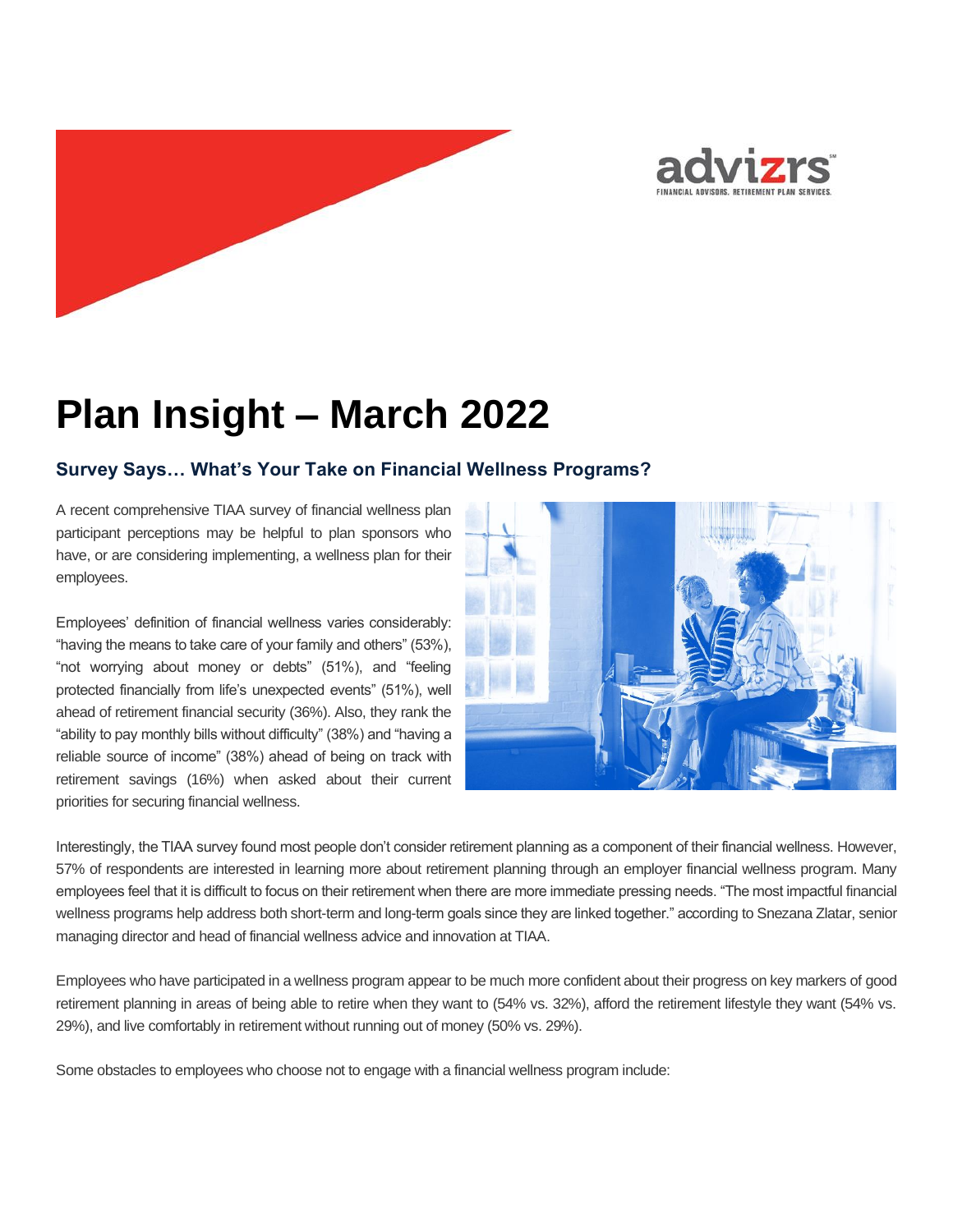# Plan Insight – March 2022

### Survey Says… What's Your Take on Financial Wellness Programs?

A recent comprehensive TIAA survey of financial wellness plan participant perceptions may be helpful to plan sponsors who have, or are considering implementing, a wellness plan for their employees.

Employees' definition of financial wellness varies considerably: "having the means to take care of your family and others" (53%), "not worrying about money or debts" (51%), and "feeling protected financially from life's unexpected events" (51%), well ahead of retirement financial security (36%). Also, they rank the "ability to pay monthly bills without difficulty" (38%) and "having a reliable source of income" (38%) ahead of being on track with retirement savings (16%) when asked about their current priorities for securing financial wellness.

Interestingly, the TIAA survey found most people don't consider retirement planning as a component of their financial wellness. However, 57% of respondents are interested in learning more about retirement planning through an employer financial wellness program. Many employees feel that it is difficult to focus on their retirement when there are more immediate pressing needs. "The most impactful financial wellness programs help address both short-term and long-term goals since they are linked together." according to Snezana Zlatar, senior managing director and head of financial wellness advice and innovation at TIAA.

Employees who have participated in a wellness program appear to be much more confident about their progress on key markers of good retirement planning in areas of being able to retire when they want to (54% vs. 32%), afford the retirement lifestyle they want (54% vs. 29%), and live comfortably in retirement without running out of money (50% vs. 29%).

Some obstacles to employees who choose not to engage with a financial wellness program include: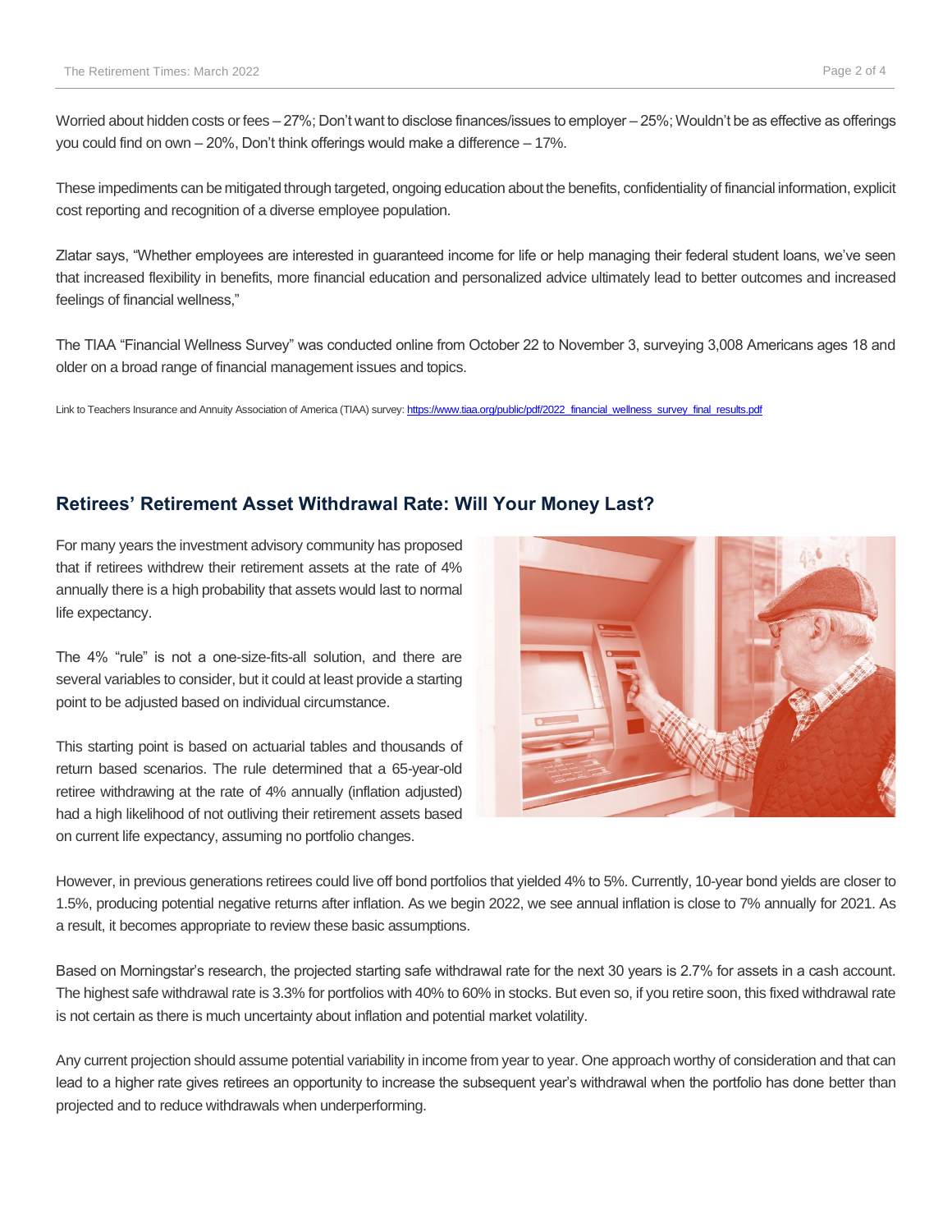Worried about hidden costs or fees – 27%; Don't want to disclose finances/issues to employer – 25%; Wouldn't be as effective as offerings you could find on own – 20%, Don't think offerings would make a difference – 17%.

These impediments can be mitigated through targeted, ongoing education about the benefits, confidentiality of financial information, explicit cost reporting and recognition of a diverse employee population.

Zlatar says, "Whether employees are interested in guaranteed income for life or help managing their federal student loans, we've seen that increased flexibility in benefits, more financial education and personalized advice ultimately lead to better outcomes and increased feelings of financial wellness,"

The TIAA "Financial Wellness Survey" was conducted online from October 22 to November 3, surveying 3,008 Americans ages 18 and older on a broad range of financial management issues and topics.

Link to Teachers Insurance and Annuity Association of America (TIAA) survey: https://www.tiaa.org/public/pdf/2022_financial_wellness_survey_final_results.pdf

## Retirees' Retirement Asset Withdrawal Rate: Will Your Money Last?

For many years the investment advisory community has proposed that if retirees withdrew their retirement assets at the rate of 4% annually there is a high probability that assets would last to normal life expectancy.

The 4% "rule" is not a one-size-fits-all solution, and there are several variables to consider, but it could at least provide a starting point to be adjusted based on individual circumstance.

This starting point is based on actuarial tables and thousands of return based scenarios. The rule determined that a 65-year-old retiree withdrawing at the rate of 4% annually (inflation adjusted) had a high likelihood of not outliving their retirement assets based on current life expectancy, assuming no portfolio changes.

However, in previous generations retirees could live off bond portfolios that yielded 4% to 5%. Currently, 10-year bond yields are closer to 1.5%, producing potential negative returns after inflation. As we begin 2022, we see annual inflation is close to 7% annually for 2021. As a result, it becomes appropriate to review these basic assumptions.

Based on Morningstar's research, the projected starting safe withdrawal rate for the next 30 years is 2.7% for assets in a cash account. The highest safe withdrawal rate is 3.3% for portfolios with 40% to 60% in stocks. But even so, if you retire soon, this fixed withdrawal rate is not certain as there is much uncertainty about inflation and potential market volatility.

Any current projection should assume potential variability in income from year to year. One approach worthy of consideration and that can lead to a higher rate gives retirees an opportunity to increase the subsequent year's withdrawal when the portfolio has done better than projected and to reduce withdrawals when underperforming.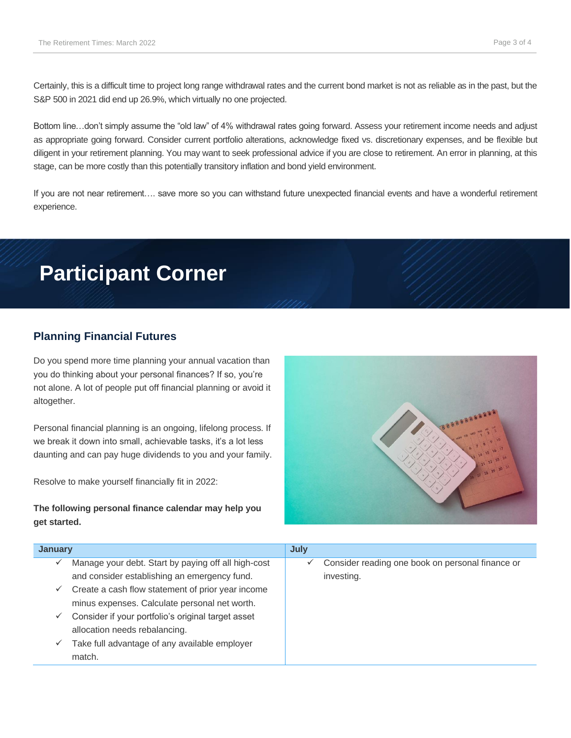Certainly, this is a difficult time to project long range withdrawal rates and the current bond market is not as reliable as in the past, but the S&P 500 in 2021 did end up 26.9%, which virtually no one projected.

Bottom line…don't simply assume the "old law" of 4% withdrawal rates going forward. Assess your retirement income needs and adjust as appropriate going forward. Consider current portfolio alterations, acknowledge fixed vs. discretionary expenses, and be flexible but diligent in your retirement planning. You may want to seek professional advice if you are close to retirement. An error in planning, at this stage, can be more costly than this potentially transitory inflation and bond yield environment.

If you are not near retirement…. save more so you can withstand future unexpected financial events and have a wonderful retirement experience.

# Participant Corner

## Planning Financial Futures

Do you spend more time planning your annual vacation than you do thinking about your personal finances? If so, you're not alone. A lot of people put off financial planning or avoid it altogether.

Personal financial planning is an ongoing, lifelong process. If we break it down into small, achievable tasks, it's a lot less daunting and can pay huge dividends to you and your family.

Resolve to make yourself financially fit in 2022:

**The following personal finance calendar may help you get started.**

| January | July |
|---|---|
| ✓ Manage your debt. Start by paying off all high-cost and consider establishing an emergency fund.<br>✓ Create a cash flow statement of prior year income minus expenses. Calculate personal net worth.<br>✓ Consider if your portfolio's original target asset allocation needs rebalancing.<br>✓ Take full advantage of any available employer match. | ✓ Consider reading one book on personal finance or investing. |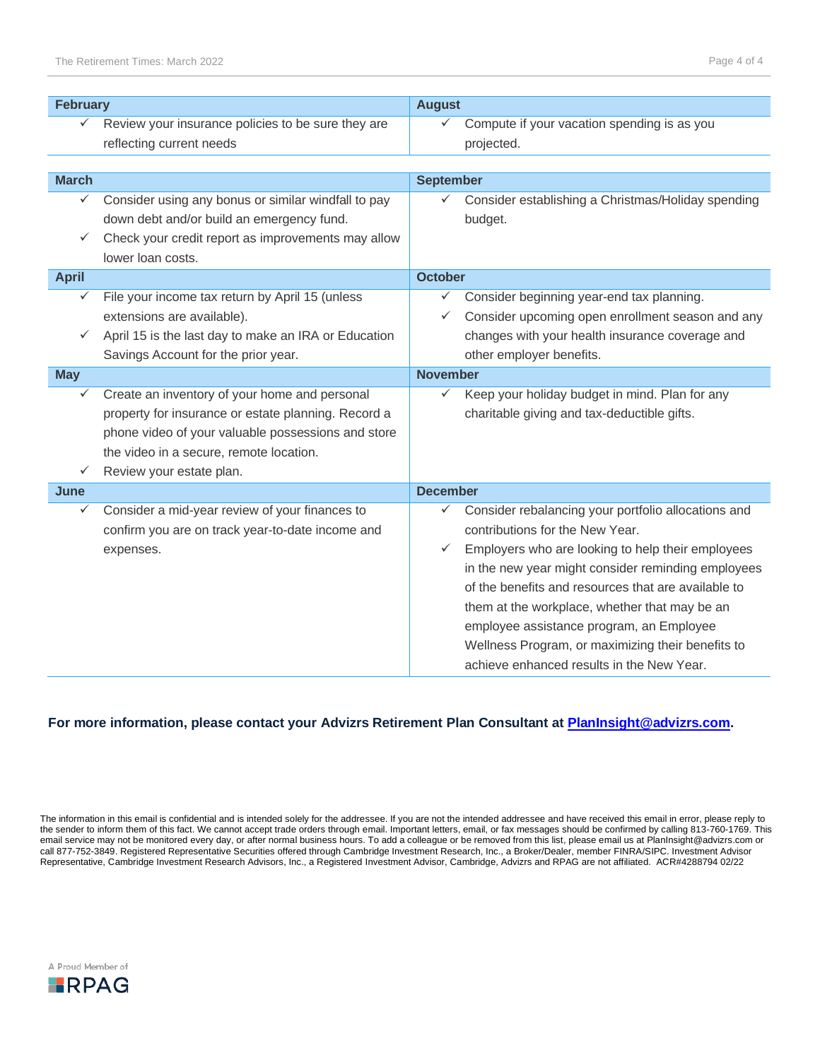| February | August |
|---|---|
| ✓ Review your insurance policies to be sure they are reflecting current needs | ✓ Compute if your vacation spending is as you projected. |

| March | September |
|---|---|
| ✓ Consider using any bonus or similar windfall to pay down debt and/or build an emergency fund.<br>✓ Check your credit report as improvements may allow lower loan costs. | ✓ Consider establishing a Christmas/Holiday spending budget. |
| **April** | **October** |
| ✓ File your income tax return by April 15 (unless extensions are available).<br>✓ April 15 is the last day to make an IRA or Education Savings Account for the prior year. | ✓ Consider beginning year-end tax planning.<br>✓ Consider upcoming open enrollment season and any changes with your health insurance coverage and other employer benefits. |
| **May** | **November** |
| ✓ Create an inventory of your home and personal property for insurance or estate planning. Record a phone video of your valuable possessions and store the video in a secure, remote location.<br>✓ Review your estate plan. | ✓ Keep your holiday budget in mind. Plan for any charitable giving and tax-deductible gifts. |
| **June** | **December** |
| ✓ Consider a mid-year review of your finances to confirm you are on track year-to-date income and expenses. | ✓ Consider rebalancing your portfolio allocations and contributions for the New Year.<br>✓ Employers who are looking to help their employees in the new year might consider reminding employees of the benefits and resources that are available to them at the workplace, whether that may be an employee assistance program, an Employee Wellness Program, or maximizing their benefits to achieve enhanced results in the New Year. |

**For more information, please contact your Advizrs Retirement Plan Consultant at PlanInsight@advizrs.com.**

The information in this email is confidential and is intended solely for the addressee. If you are not the intended addressee and have received this email in error, please reply to the sender to inform them of this fact. We cannot accept trade orders through email. Important letters, email, or fax messages should be confirmed by calling 813-760-1769. This email service may not be monitored every day, or after normal business hours. To add a colleague or be removed from this list, please email us at PlanInsight@advizrs.com or call 877-752-3849. Registered Representative Securities offered through Cambridge Investment Research, Inc., a Broker/Dealer, member FINRA/SIPC. Investment Advisor Representative, Cambridge Investment Research Advisors, Inc., a Registered Investment Advisor, Cambridge, Advizrs and RPAG are not affiliated. ACR#4288794 02/22

A Proud Member of RPAG